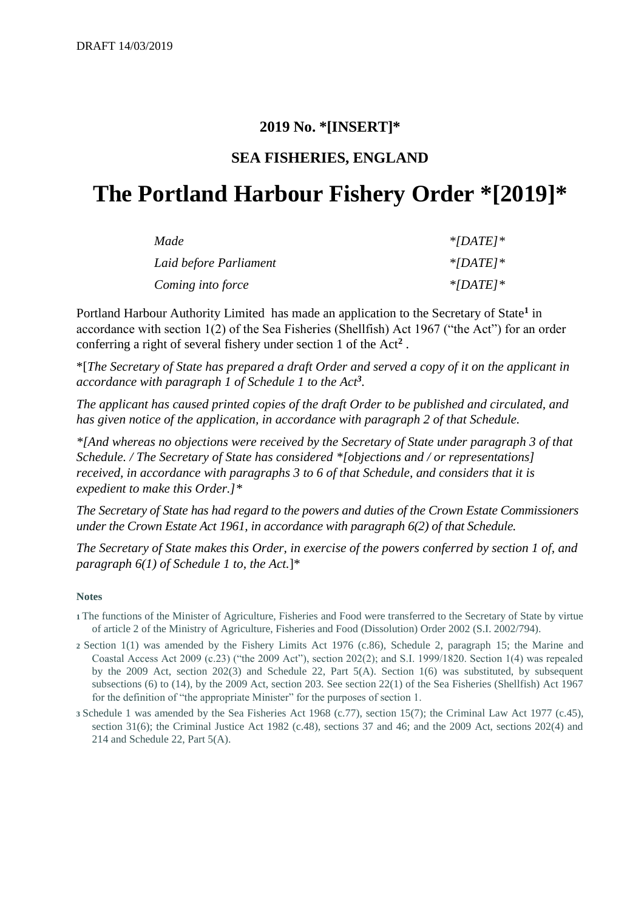DRAFT 14/03/2019

**2019 No. *[INSERT]***

**SEA FISHERIES, ENGLAND**

# The Portland Harbour Fishery Order *[2019]*

| | |
|---|---|
| *Made* | *\*[DATE]\** |
| *Laid before Parliament* | *\*[DATE]\** |
| *Coming into force* | *\*[DATE]\** |

Portland Harbour Authority Limited has made an application to the Secretary of State[1] in accordance with section 1(2) of the Sea Fisheries (Shellfish) Act 1967 ("the Act") for an order conferring a right of several fishery under section 1 of the Act[2] .

*[*The Secretary of State has prepared a draft Order and served a copy of it on the applicant in accordance with paragraph 1 of Schedule 1 to the Act[3].*

*The applicant has caused printed copies of the draft Order to be published and circulated, and has given notice of the application, in accordance with paragraph 2 of that Schedule.*

*\*[And whereas no objections were received by the Secretary of State under paragraph 3 of that Schedule. / The Secretary of State has considered \*[objections and / or representations] received, in accordance with paragraphs 3 to 6 of that Schedule, and considers that it is expedient to make this Order.]\**

*The Secretary of State has had regard to the powers and duties of the Crown Estate Commissioners under the Crown Estate Act 1961, in accordance with paragraph 6(2) of that Schedule.*

*The Secretary of State makes this Order, in exercise of the powers conferred by section 1 of, and paragraph 6(1) of Schedule 1 to, the Act.*]*

**Notes**

1 The functions of the Minister of Agriculture, Fisheries and Food were transferred to the Secretary of State by virtue of article 2 of the Ministry of Agriculture, Fisheries and Food (Dissolution) Order 2002 (S.I. 2002/794).

2 Section 1(1) was amended by the Fishery Limits Act 1976 (c.86), Schedule 2, paragraph 15; the Marine and Coastal Access Act 2009 (c.23) ("the 2009 Act"), section 202(2); and S.I. 1999/1820. Section 1(4) was repealed by the 2009 Act, section 202(3) and Schedule 22, Part 5(A). Section 1(6) was substituted, by subsequent subsections (6) to (14), by the 2009 Act, section 203. See section 22(1) of the Sea Fisheries (Shellfish) Act 1967 for the definition of "the appropriate Minister" for the purposes of section 1.

3 Schedule 1 was amended by the Sea Fisheries Act 1968 (c.77), section 15(7); the Criminal Law Act 1977 (c.45), section 31(6); the Criminal Justice Act 1982 (c.48), sections 37 and 46; and the 2009 Act, sections 202(4) and 214 and Schedule 22, Part 5(A).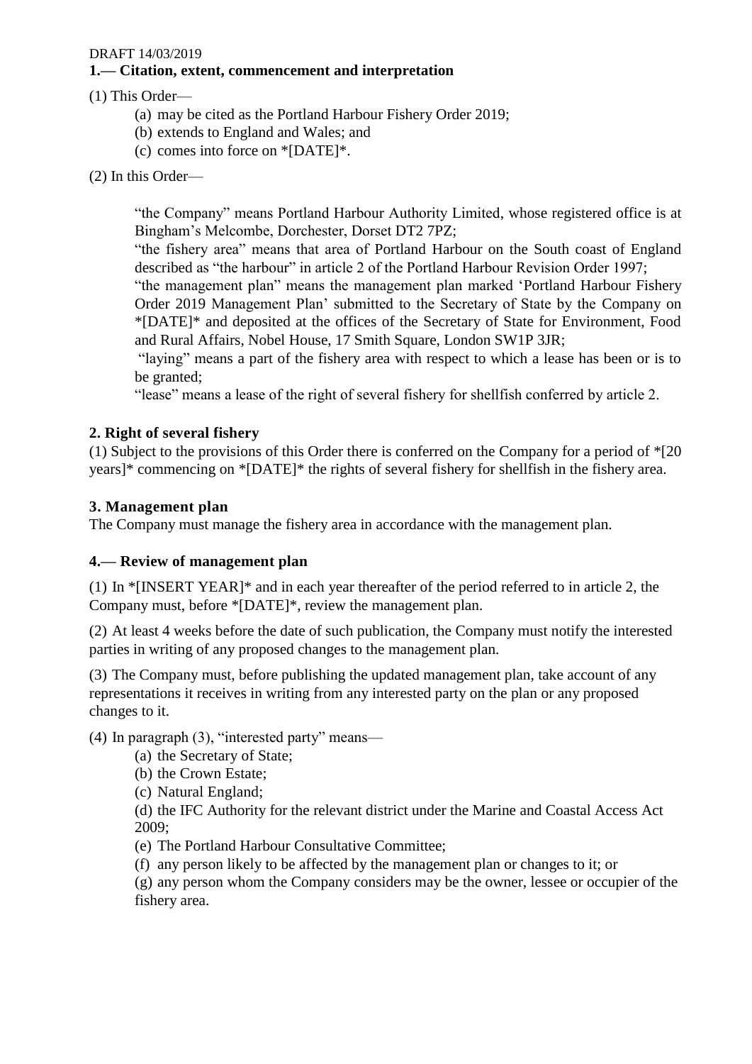DRAFT 14/03/2019

**1.— Citation, extent, commencement and interpretation**

(1) This Order—

(a) may be cited as the Portland Harbour Fishery Order 2019;
(b) extends to England and Wales; and
(c) comes into force on *[DATE]*.

(2) In this Order—

"the Company" means Portland Harbour Authority Limited, whose registered office is at Bingham's Melcombe, Dorchester, Dorset DT2 7PZ;

"the fishery area" means that area of Portland Harbour on the South coast of England described as "the harbour" in article 2 of the Portland Harbour Revision Order 1997;

"the management plan" means the management plan marked 'Portland Harbour Fishery Order 2019 Management Plan' submitted to the Secretary of State by the Company on *[DATE]* and deposited at the offices of the Secretary of State for Environment, Food and Rural Affairs, Nobel House, 17 Smith Square, London SW1P 3JR;

"laying" means a part of the fishery area with respect to which a lease has been or is to be granted;

"lease" means a lease of the right of several fishery for shellfish conferred by article 2.

**2. Right of several fishery**

(1) Subject to the provisions of this Order there is conferred on the Company for a period of *[20 years]* commencing on *[DATE]* the rights of several fishery for shellfish in the fishery area.

**3. Management plan**

The Company must manage the fishery area in accordance with the management plan.

**4.— Review of management plan**

(1) In *[INSERT YEAR]* and in each year thereafter of the period referred to in article 2, the Company must, before *[DATE]*, review the management plan.

(2) At least 4 weeks before the date of such publication, the Company must notify the interested parties in writing of any proposed changes to the management plan.

(3) The Company must, before publishing the updated management plan, take account of any representations it receives in writing from any interested party on the plan or any proposed changes to it.

(4) In paragraph (3), "interested party" means—

(a) the Secretary of State;
(b) the Crown Estate;
(c) Natural England;
(d) the IFC Authority for the relevant district under the Marine and Coastal Access Act 2009;
(e) The Portland Harbour Consultative Committee;
(f) any person likely to be affected by the management plan or changes to it; or
(g) any person whom the Company considers may be the owner, lessee or occupier of the fishery area.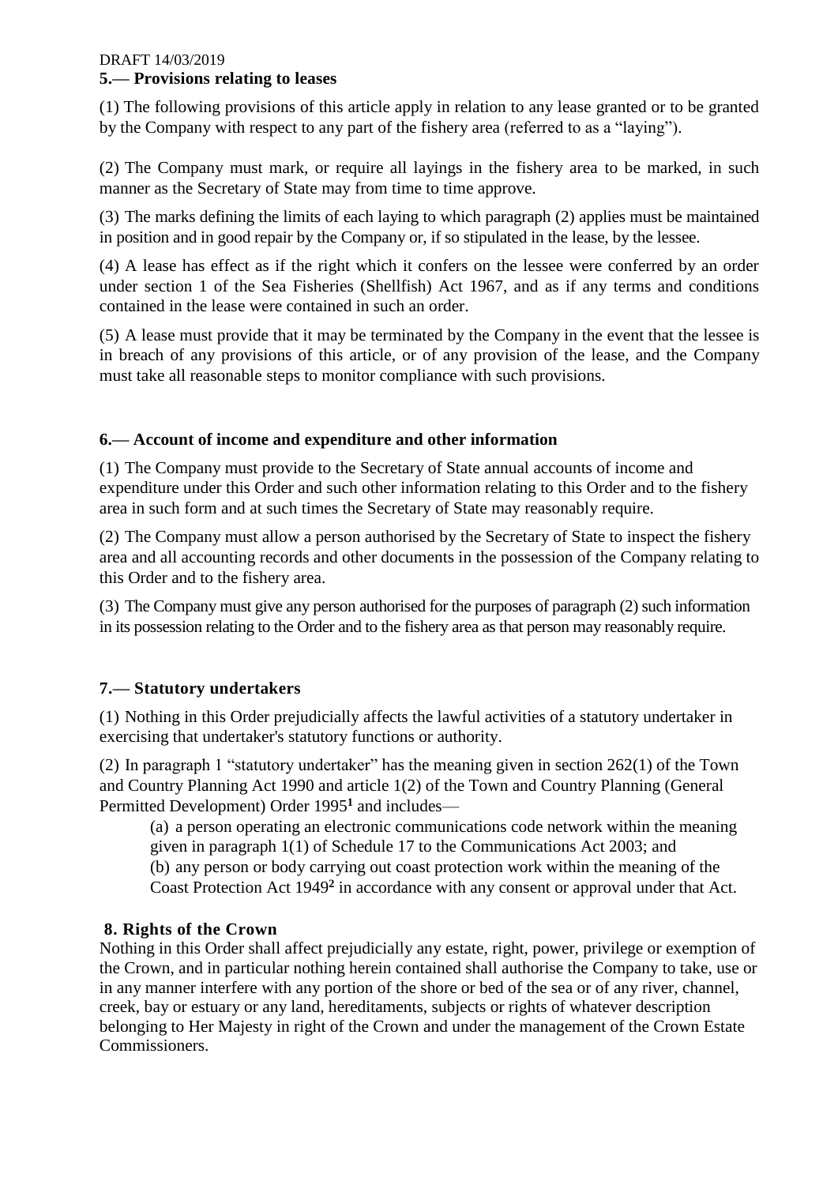DRAFT 14/03/2019

### 5.— Provisions relating to leases

(1) The following provisions of this article apply in relation to any lease granted or to be granted by the Company with respect to any part of the fishery area (referred to as a "laying").

(2) The Company must mark, or require all layings in the fishery area to be marked, in such manner as the Secretary of State may from time to time approve.

(3) The marks defining the limits of each laying to which paragraph (2) applies must be maintained in position and in good repair by the Company or, if so stipulated in the lease, by the lessee.

(4) A lease has effect as if the right which it confers on the lessee were conferred by an order under section 1 of the Sea Fisheries (Shellfish) Act 1967, and as if any terms and conditions contained in the lease were contained in such an order.

(5) A lease must provide that it may be terminated by the Company in the event that the lessee is in breach of any provisions of this article, or of any provision of the lease, and the Company must take all reasonable steps to monitor compliance with such provisions.

### 6.— Account of income and expenditure and other information

(1) The Company must provide to the Secretary of State annual accounts of income and expenditure under this Order and such other information relating to this Order and to the fishery area in such form and at such times the Secretary of State may reasonably require.

(2) The Company must allow a person authorised by the Secretary of State to inspect the fishery area and all accounting records and other documents in the possession of the Company relating to this Order and to the fishery area.

(3) The Company must give any person authorised for the purposes of paragraph (2) such information in its possession relating to the Order and to the fishery area as that person may reasonably require.

### 7.— Statutory undertakers

(1) Nothing in this Order prejudicially affects the lawful activities of a statutory undertaker in exercising that undertaker's statutory functions or authority.

(2) In paragraph 1 "statutory undertaker" has the meaning given in section 262(1) of the Town and Country Planning Act 1990 and article 1(2) of the Town and Country Planning (General Permitted Development) Order 1995[1] and includes—

(a) a person operating an electronic communications code network within the meaning given in paragraph 1(1) of Schedule 17 to the Communications Act 2003; and

(b) any person or body carrying out coast protection work within the meaning of the Coast Protection Act 1949[2] in accordance with any consent or approval under that Act.

### 8. Rights of the Crown

Nothing in this Order shall affect prejudicially any estate, right, power, privilege or exemption of the Crown, and in particular nothing herein contained shall authorise the Company to take, use or in any manner interfere with any portion of the shore or bed of the sea or of any river, channel, creek, bay or estuary or any land, hereditaments, subjects or rights of whatever description belonging to Her Majesty in right of the Crown and under the management of the Crown Estate Commissioners.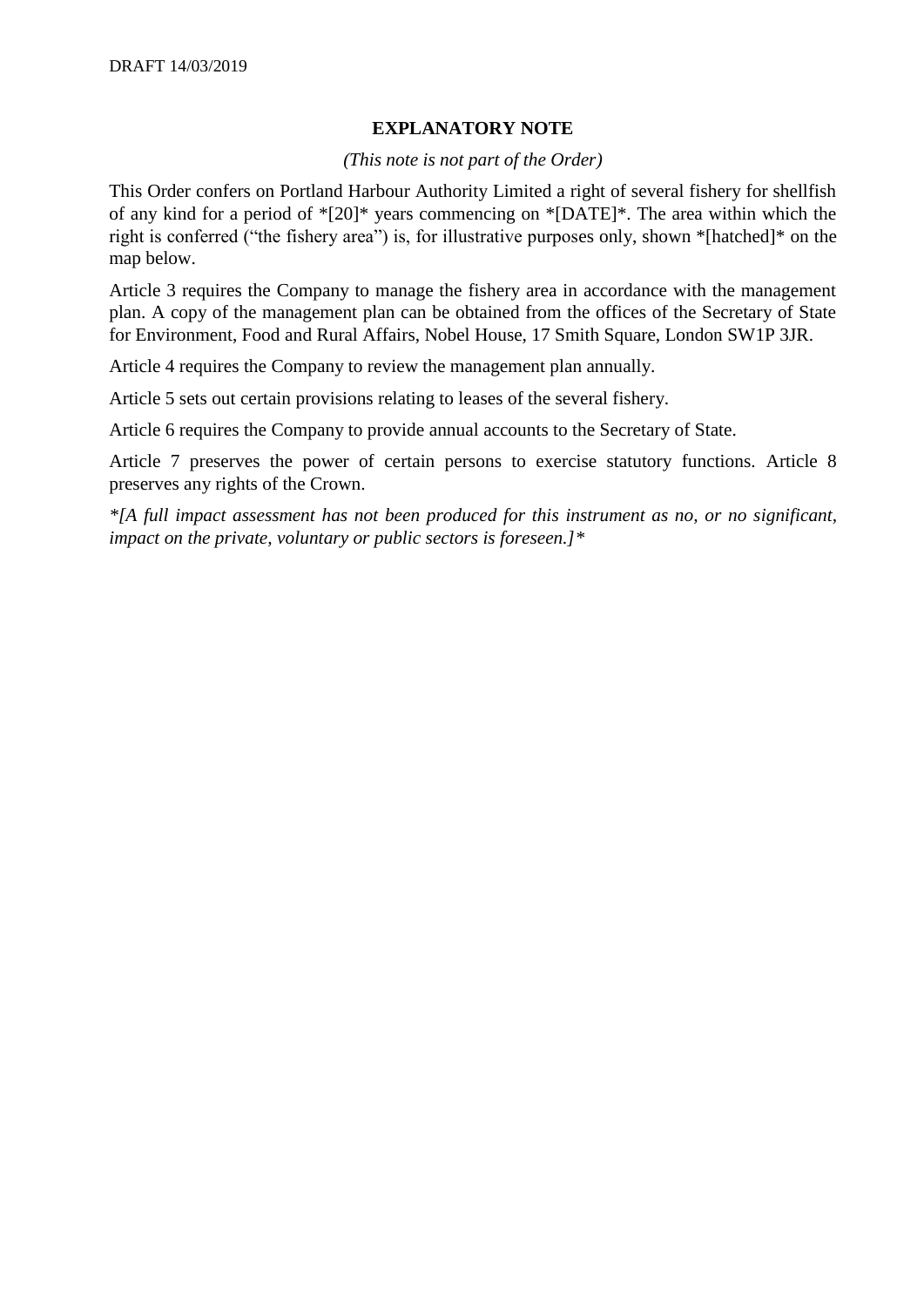DRAFT 14/03/2019

## EXPLANATORY NOTE

*(This note is not part of the Order)*

This Order confers on Portland Harbour Authority Limited a right of several fishery for shellfish of any kind for a period of *[20]* years commencing on *[DATE]*. The area within which the right is conferred ("the fishery area") is, for illustrative purposes only, shown *[hatched]* on the map below.

Article 3 requires the Company to manage the fishery area in accordance with the management plan. A copy of the management plan can be obtained from the offices of the Secretary of State for Environment, Food and Rural Affairs, Nobel House, 17 Smith Square, London SW1P 3JR.

Article 4 requires the Company to review the management plan annually.

Article 5 sets out certain provisions relating to leases of the several fishery.

Article 6 requires the Company to provide annual accounts to the Secretary of State.

Article 7 preserves the power of certain persons to exercise statutory functions. Article 8 preserves any rights of the Crown.

*\*[A full impact assessment has not been produced for this instrument as no, or no significant, impact on the private, voluntary or public sectors is foreseen.]\**